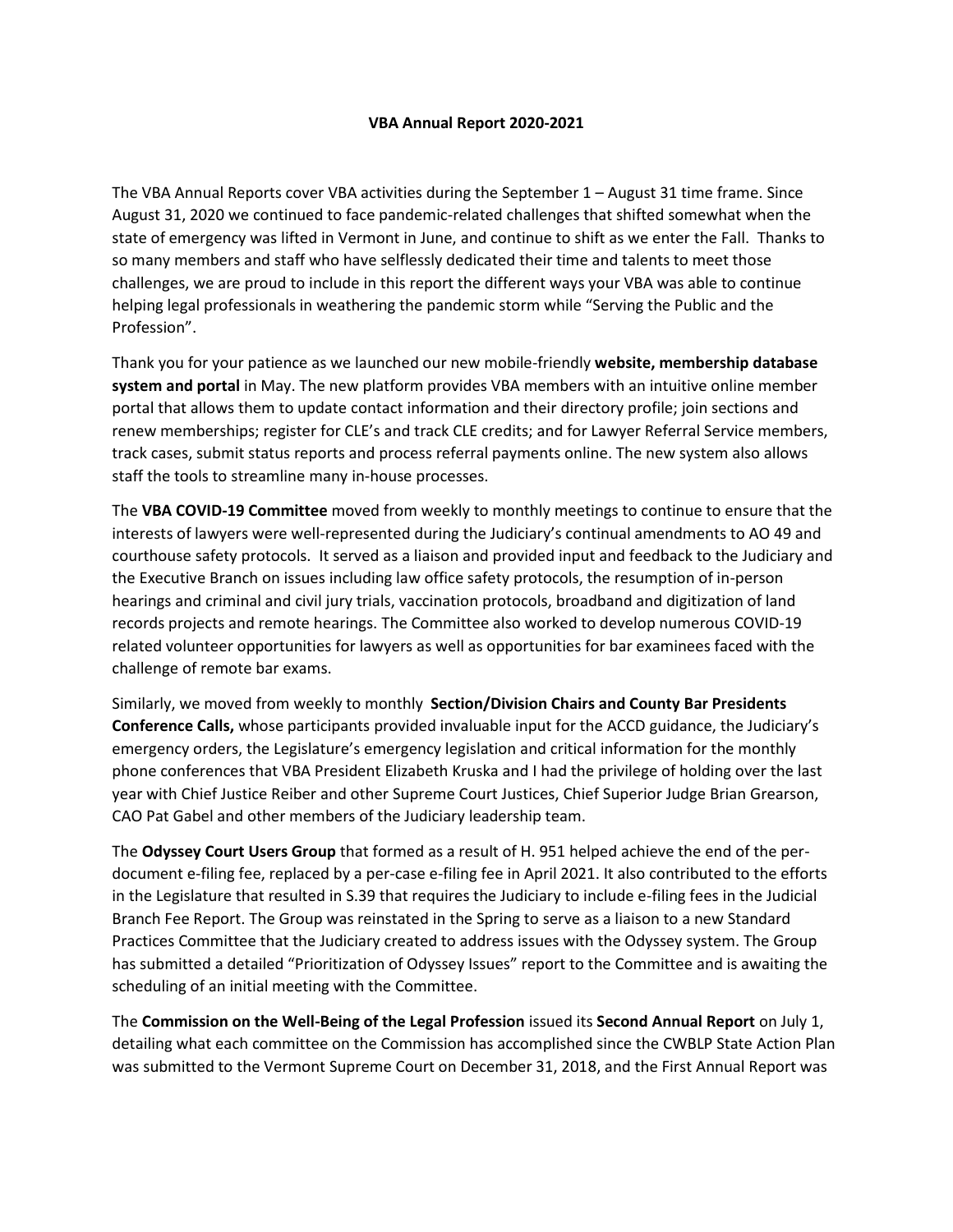# VBA Annual Report 2020-2021

The VBA Annual Reports cover VBA activities during the September 1 – August 31 time frame. Since August 31, 2020 we continued to face pandemic-related challenges that shifted somewhat when the state of emergency was lifted in Vermont in June, and continue to shift as we enter the Fall. Thanks to so many members and staff who have selflessly dedicated their time and talents to meet those challenges, we are proud to include in this report the different ways your VBA was able to continue helping legal professionals in weathering the pandemic storm while "Serving the Public and the Profession".

Thank you for your patience as we launched our new mobile-friendly **website, membership database system and portal** in May. The new platform provides VBA members with an intuitive online member portal that allows them to update contact information and their directory profile; join sections and renew memberships; register for CLE's and track CLE credits; and for Lawyer Referral Service members, track cases, submit status reports and process referral payments online. The new system also allows staff the tools to streamline many in-house processes.

The **VBA COVID-19 Committee** moved from weekly to monthly meetings to continue to ensure that the interests of lawyers were well-represented during the Judiciary's continual amendments to AO 49 and courthouse safety protocols. It served as a liaison and provided input and feedback to the Judiciary and the Executive Branch on issues including law office safety protocols, the resumption of in-person hearings and criminal and civil jury trials, vaccination protocols, broadband and digitization of land records projects and remote hearings. The Committee also worked to develop numerous COVID-19 related volunteer opportunities for lawyers as well as opportunities for bar examinees faced with the challenge of remote bar exams.

Similarly, we moved from weekly to monthly **Section/Division Chairs and County Bar Presidents Conference Calls,** whose participants provided invaluable input for the ACCD guidance, the Judiciary's emergency orders, the Legislature's emergency legislation and critical information for the monthly phone conferences that VBA President Elizabeth Kruska and I had the privilege of holding over the last year with Chief Justice Reiber and other Supreme Court Justices, Chief Superior Judge Brian Grearson, CAO Pat Gabel and other members of the Judiciary leadership team.

The **Odyssey Court Users Group** that formed as a result of H. 951 helped achieve the end of the per-document e-filing fee, replaced by a per-case e-filing fee in April 2021. It also contributed to the efforts in the Legislature that resulted in S.39 that requires the Judiciary to include e-filing fees in the Judicial Branch Fee Report. The Group was reinstated in the Spring to serve as a liaison to a new Standard Practices Committee that the Judiciary created to address issues with the Odyssey system. The Group has submitted a detailed "Prioritization of Odyssey Issues" report to the Committee and is awaiting the scheduling of an initial meeting with the Committee.

The **Commission on the Well-Being of the Legal Profession** issued its **Second Annual Report** on July 1, detailing what each committee on the Commission has accomplished since the CWBLP State Action Plan was submitted to the Vermont Supreme Court on December 31, 2018, and the First Annual Report was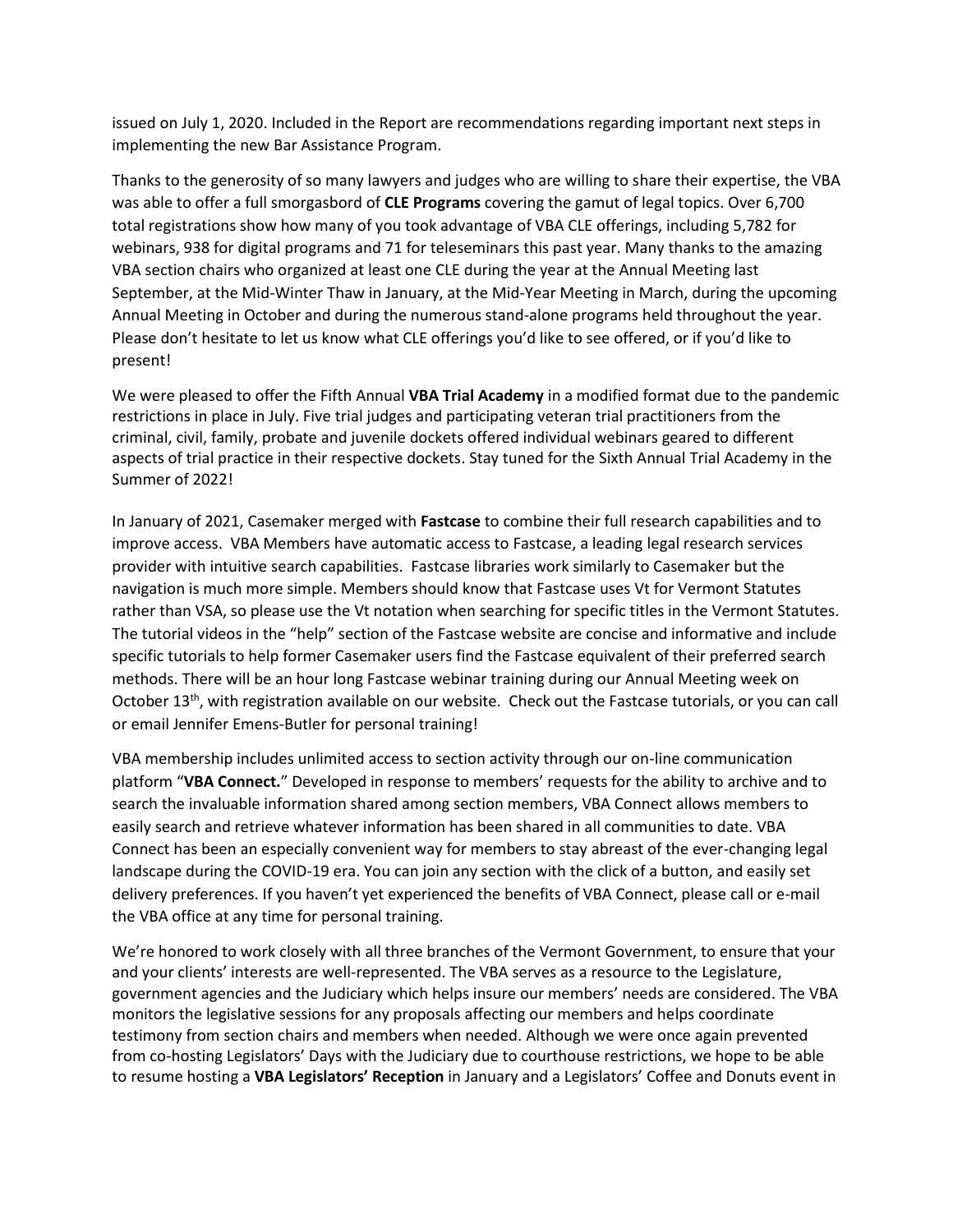issued on July 1, 2020. Included in the Report are recommendations regarding important next steps in implementing the new Bar Assistance Program.

Thanks to the generosity of so many lawyers and judges who are willing to share their expertise, the VBA was able to offer a full smorgasbord of **CLE Programs** covering the gamut of legal topics. Over 6,700 total registrations show how many of you took advantage of VBA CLE offerings, including 5,782 for webinars, 938 for digital programs and 71 for teleseminars this past year. Many thanks to the amazing VBA section chairs who organized at least one CLE during the year at the Annual Meeting last September, at the Mid-Winter Thaw in January, at the Mid-Year Meeting in March, during the upcoming Annual Meeting in October and during the numerous stand-alone programs held throughout the year. Please don't hesitate to let us know what CLE offerings you'd like to see offered, or if you'd like to present!

We were pleased to offer the Fifth Annual **VBA Trial Academy** in a modified format due to the pandemic restrictions in place in July. Five trial judges and participating veteran trial practitioners from the criminal, civil, family, probate and juvenile dockets offered individual webinars geared to different aspects of trial practice in their respective dockets. Stay tuned for the Sixth Annual Trial Academy in the Summer of 2022!

In January of 2021, Casemaker merged with **Fastcase** to combine their full research capabilities and to improve access. VBA Members have automatic access to Fastcase, a leading legal research services provider with intuitive search capabilities. Fastcase libraries work similarly to Casemaker but the navigation is much more simple. Members should know that Fastcase uses Vt for Vermont Statutes rather than VSA, so please use the Vt notation when searching for specific titles in the Vermont Statutes. The tutorial videos in the "help" section of the Fastcase website are concise and informative and include specific tutorials to help former Casemaker users find the Fastcase equivalent of their preferred search methods. There will be an hour long Fastcase webinar training during our Annual Meeting week on October 13th, with registration available on our website. Check out the Fastcase tutorials, or you can call or email Jennifer Emens-Butler for personal training!

VBA membership includes unlimited access to section activity through our on-line communication platform "**VBA Connect.**" Developed in response to members' requests for the ability to archive and to search the invaluable information shared among section members, VBA Connect allows members to easily search and retrieve whatever information has been shared in all communities to date. VBA Connect has been an especially convenient way for members to stay abreast of the ever-changing legal landscape during the COVID-19 era. You can join any section with the click of a button, and easily set delivery preferences. If you haven't yet experienced the benefits of VBA Connect, please call or e-mail the VBA office at any time for personal training.

We're honored to work closely with all three branches of the Vermont Government, to ensure that your and your clients' interests are well-represented. The VBA serves as a resource to the Legislature, government agencies and the Judiciary which helps insure our members' needs are considered. The VBA monitors the legislative sessions for any proposals affecting our members and helps coordinate testimony from section chairs and members when needed. Although we were once again prevented from co-hosting Legislators' Days with the Judiciary due to courthouse restrictions, we hope to be able to resume hosting a **VBA Legislators' Reception** in January and a Legislators' Coffee and Donuts event in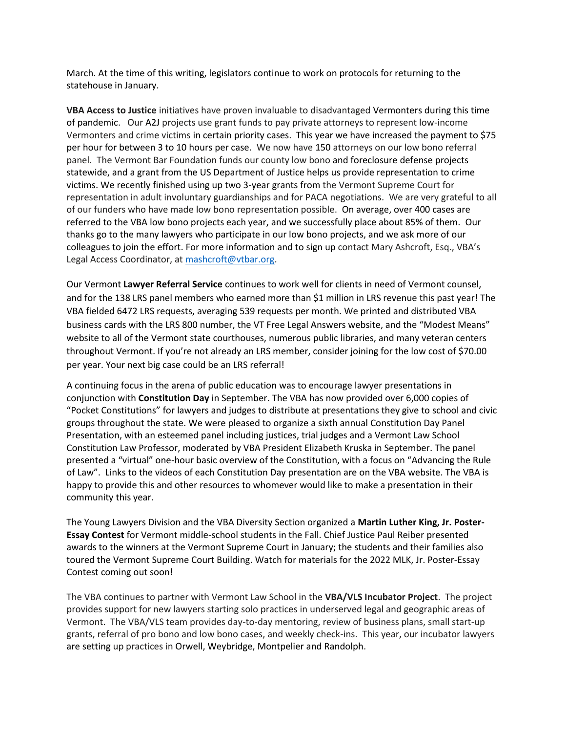March. At the time of this writing, legislators continue to work on protocols for returning to the statehouse in January.

**VBA Access to Justice** initiatives have proven invaluable to disadvantaged Vermonters during this time of pandemic. Our A2J projects use grant funds to pay private attorneys to represent low-income Vermonters and crime victims in certain priority cases. This year we have increased the payment to $75 per hour for between 3 to 10 hours per case. We now have 150 attorneys on our low bono referral panel. The Vermont Bar Foundation funds our county low bono and foreclosure defense projects statewide, and a grant from the US Department of Justice helps us provide representation to crime victims. We recently finished using up two 3-year grants from the Vermont Supreme Court for representation in adult involuntary guardianships and for PACA negotiations. We are very grateful to all of our funders who have made low bono representation possible. On average, over 400 cases are referred to the VBA low bono projects each year, and we successfully place about 85% of them. Our thanks go to the many lawyers who participate in our low bono projects, and we ask more of our colleagues to join the effort. For more information and to sign up contact Mary Ashcroft, Esq., VBA's Legal Access Coordinator, at mashcroft@vtbar.org.

Our Vermont **Lawyer Referral Service** continues to work well for clients in need of Vermont counsel, and for the 138 LRS panel members who earned more than $1 million in LRS revenue this past year! The VBA fielded 6472 LRS requests, averaging 539 requests per month. We printed and distributed VBA business cards with the LRS 800 number, the VT Free Legal Answers website, and the "Modest Means" website to all of the Vermont state courthouses, numerous public libraries, and many veteran centers throughout Vermont. If you're not already an LRS member, consider joining for the low cost of $70.00 per year. Your next big case could be an LRS referral!

A continuing focus in the arena of public education was to encourage lawyer presentations in conjunction with **Constitution Day** in September. The VBA has now provided over 6,000 copies of "Pocket Constitutions" for lawyers and judges to distribute at presentations they give to school and civic groups throughout the state. We were pleased to organize a sixth annual Constitution Day Panel Presentation, with an esteemed panel including justices, trial judges and a Vermont Law School Constitution Law Professor, moderated by VBA President Elizabeth Kruska in September. The panel presented a "virtual" one-hour basic overview of the Constitution, with a focus on "Advancing the Rule of Law". Links to the videos of each Constitution Day presentation are on the VBA website. The VBA is happy to provide this and other resources to whomever would like to make a presentation in their community this year.

The Young Lawyers Division and the VBA Diversity Section organized a **Martin Luther King, Jr. Poster-Essay Contest** for Vermont middle-school students in the Fall. Chief Justice Paul Reiber presented awards to the winners at the Vermont Supreme Court in January; the students and their families also toured the Vermont Supreme Court Building. Watch for materials for the 2022 MLK, Jr. Poster-Essay Contest coming out soon!

The VBA continues to partner with Vermont Law School in the **VBA/VLS Incubator Project**. The project provides support for new lawyers starting solo practices in underserved legal and geographic areas of Vermont. The VBA/VLS team provides day-to-day mentoring, review of business plans, small start-up grants, referral of pro bono and low bono cases, and weekly check-ins. This year, our incubator lawyers are setting up practices in Orwell, Weybridge, Montpelier and Randolph.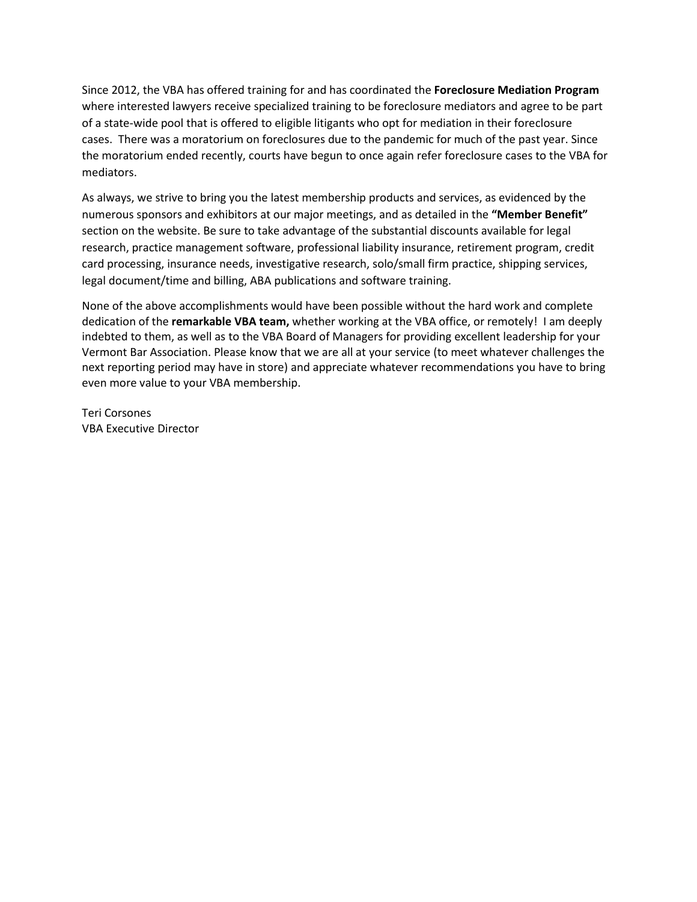Since 2012, the VBA has offered training for and has coordinated the **Foreclosure Mediation Program** where interested lawyers receive specialized training to be foreclosure mediators and agree to be part of a state-wide pool that is offered to eligible litigants who opt for mediation in their foreclosure cases. There was a moratorium on foreclosures due to the pandemic for much of the past year. Since the moratorium ended recently, courts have begun to once again refer foreclosure cases to the VBA for mediators.

As always, we strive to bring you the latest membership products and services, as evidenced by the numerous sponsors and exhibitors at our major meetings, and as detailed in the **"Member Benefit"** section on the website. Be sure to take advantage of the substantial discounts available for legal research, practice management software, professional liability insurance, retirement program, credit card processing, insurance needs, investigative research, solo/small firm practice, shipping services, legal document/time and billing, ABA publications and software training.

None of the above accomplishments would have been possible without the hard work and complete dedication of the **remarkable VBA team,** whether working at the VBA office, or remotely! I am deeply indebted to them, as well as to the VBA Board of Managers for providing excellent leadership for your Vermont Bar Association. Please know that we are all at your service (to meet whatever challenges the next reporting period may have in store) and appreciate whatever recommendations you have to bring even more value to your VBA membership.

Teri Corsones
VBA Executive Director